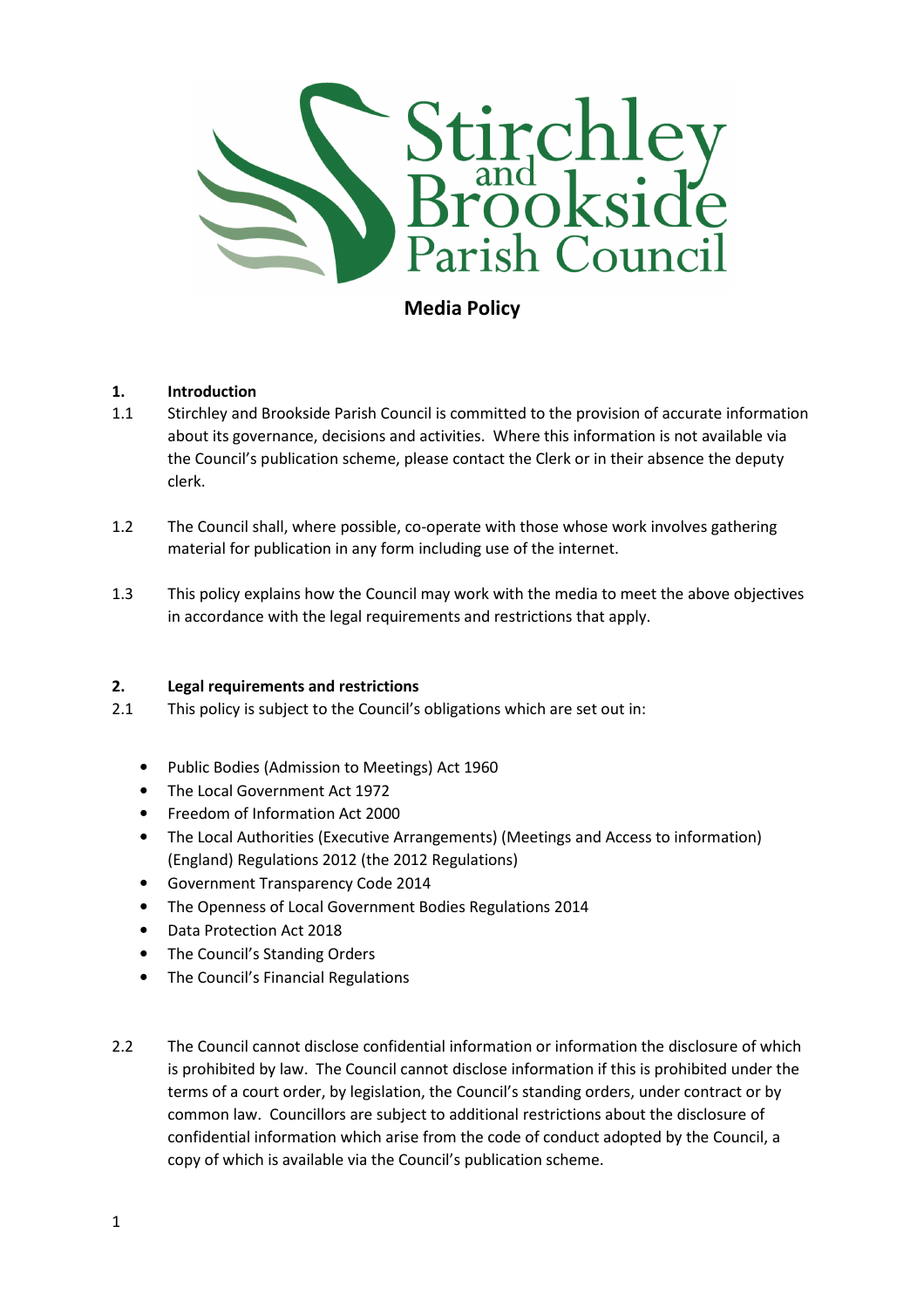Stirchley and Brookside Parish Council

# Media Policy

## 1. Introduction

1.1 Stirchley and Brookside Parish Council is committed to the provision of accurate information about its governance, decisions and activities. Where this information is not available via the Council's publication scheme, please contact the Clerk or in their absence the deputy clerk.

1.2 The Council shall, where possible, co-operate with those whose work involves gathering material for publication in any form including use of the internet.

1.3 This policy explains how the Council may work with the media to meet the above objectives in accordance with the legal requirements and restrictions that apply.

## 2. Legal requirements and restrictions

2.1 This policy is subject to the Council's obligations which are set out in:

- Public Bodies (Admission to Meetings) Act 1960
- The Local Government Act 1972
- Freedom of Information Act 2000
- The Local Authorities (Executive Arrangements) (Meetings and Access to information) (England) Regulations 2012 (the 2012 Regulations)
- Government Transparency Code 2014
- The Openness of Local Government Bodies Regulations 2014
- Data Protection Act 2018
- The Council's Standing Orders
- The Council's Financial Regulations

2.2 The Council cannot disclose confidential information or information the disclosure of which is prohibited by law. The Council cannot disclose information if this is prohibited under the terms of a court order, by legislation, the Council's standing orders, under contract or by common law. Councillors are subject to additional restrictions about the disclosure of confidential information which arise from the code of conduct adopted by the Council, a copy of which is available via the Council's publication scheme.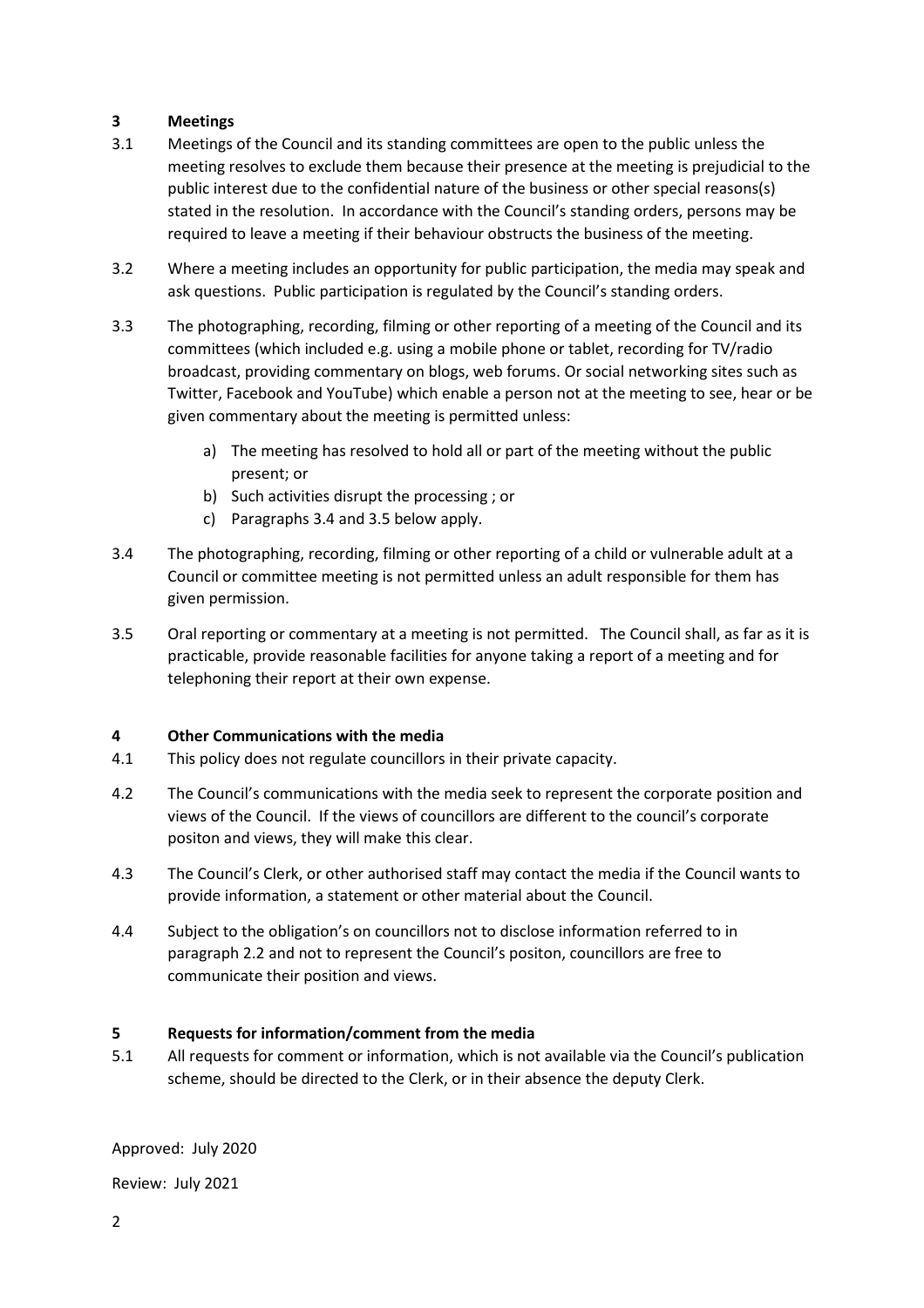## 3 Meetings

3.1 Meetings of the Council and its standing committees are open to the public unless the meeting resolves to exclude them because their presence at the meeting is prejudicial to the public interest due to the confidential nature of the business or other special reasons(s) stated in the resolution. In accordance with the Council's standing orders, persons may be required to leave a meeting if their behaviour obstructs the business of the meeting.

3.2 Where a meeting includes an opportunity for public participation, the media may speak and ask questions. Public participation is regulated by the Council's standing orders.

3.3 The photographing, recording, filming or other reporting of a meeting of the Council and its committees (which included e.g. using a mobile phone or tablet, recording for TV/radio broadcast, providing commentary on blogs, web forums. Or social networking sites such as Twitter, Facebook and YouTube) which enable a person not at the meeting to see, hear or be given commentary about the meeting is permitted unless:

a) The meeting has resolved to hold all or part of the meeting without the public present; or
b) Such activities disrupt the processing ; or
c) Paragraphs 3.4 and 3.5 below apply.

3.4 The photographing, recording, filming or other reporting of a child or vulnerable adult at a Council or committee meeting is not permitted unless an adult responsible for them has given permission.

3.5 Oral reporting or commentary at a meeting is not permitted. The Council shall, as far as it is practicable, provide reasonable facilities for anyone taking a report of a meeting and for telephoning their report at their own expense.

## 4 Other Communications with the media

4.1 This policy does not regulate councillors in their private capacity.

4.2 The Council's communications with the media seek to represent the corporate position and views of the Council. If the views of councillors are different to the council's corporate positon and views, they will make this clear.

4.3 The Council's Clerk, or other authorised staff may contact the media if the Council wants to provide information, a statement or other material about the Council.

4.4 Subject to the obligation's on councillors not to disclose information referred to in paragraph 2.2 and not to represent the Council's positon, councillors are free to communicate their position and views.

## 5 Requests for information/comment from the media

5.1 All requests for comment or information, which is not available via the Council's publication scheme, should be directed to the Clerk, or in their absence the deputy Clerk.

Approved: July 2020

Review: July 2021